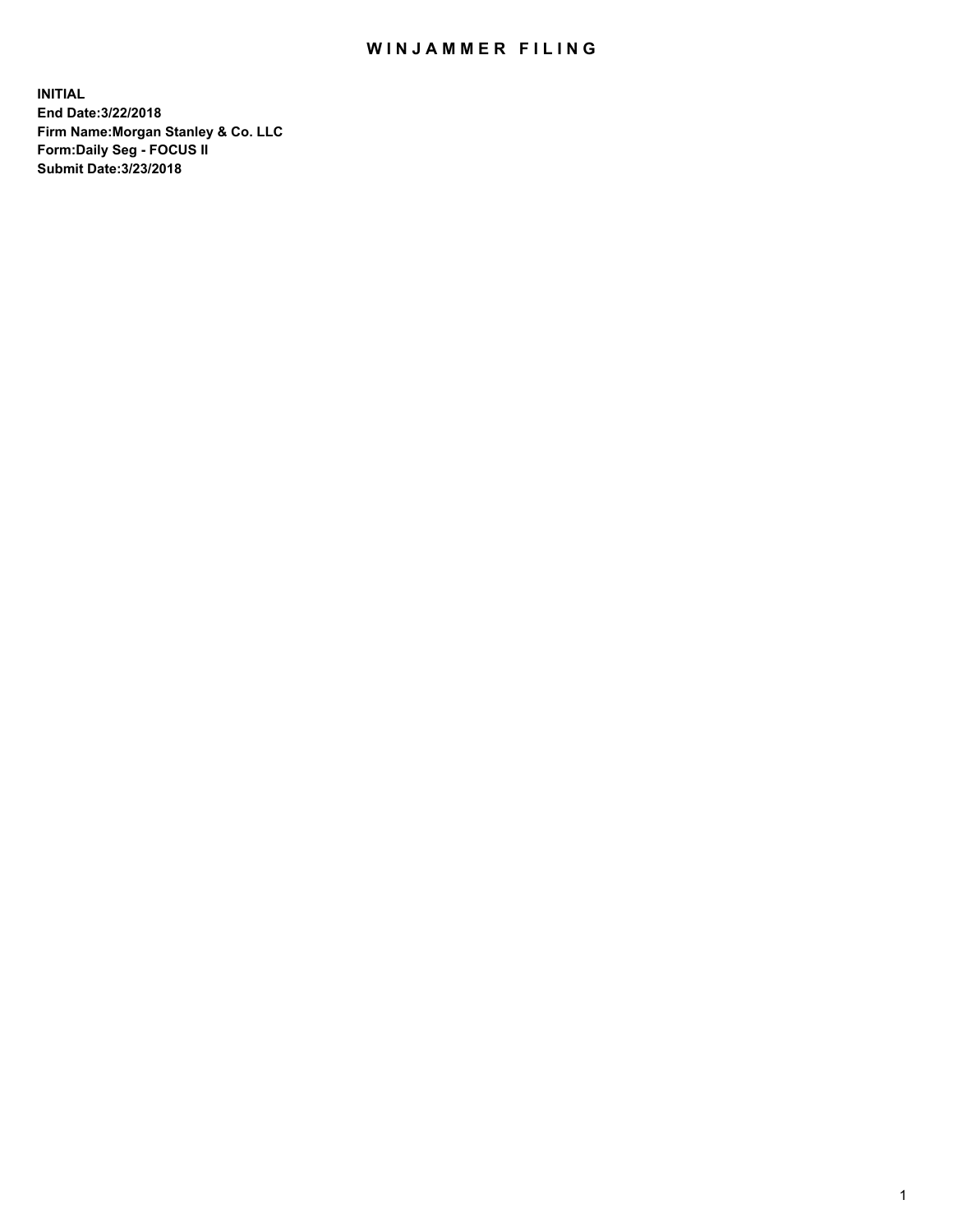# WINJAMMER FILING

**INITIAL**
**End Date:3/22/2018**
**Firm Name:Morgan Stanley & Co. LLC**
**Form:Daily Seg - FOCUS II**
**Submit Date:3/23/2018**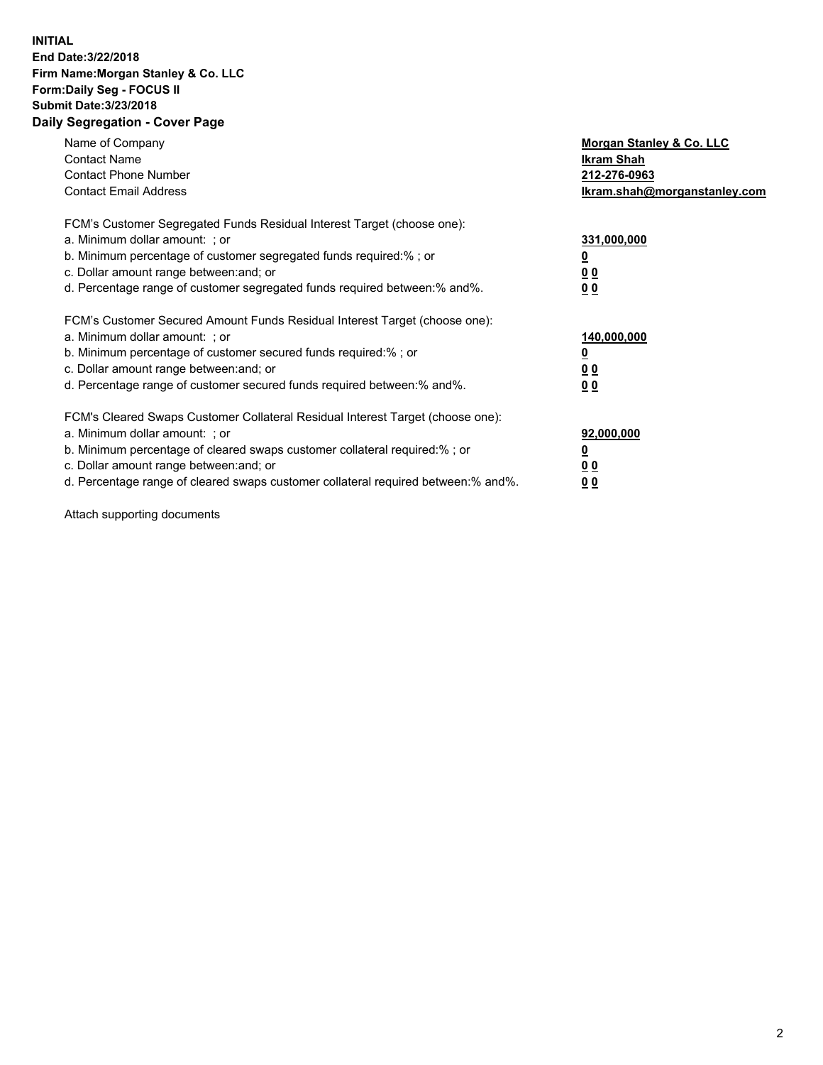**INITIAL**
**End Date:3/22/2018**
**Firm Name:Morgan Stanley & Co. LLC**
**Form:Daily Seg - FOCUS II**
**Submit Date:3/23/2018**

## Daily Segregation - Cover Page

| | |
|---|---|
| Name of Company | **Morgan Stanley & Co. LLC** |
| Contact Name | **Ikram Shah** |
| Contact Phone Number | **212-276-0963** |
| Contact Email Address | **Ikram.shah@morganstanley.com** |

| | |
|---|---|
| FCM's Customer Segregated Funds Residual Interest Target (choose one): | |
| a. Minimum dollar amount: ; or | **331,000,000** |
| b. Minimum percentage of customer segregated funds required:% ; or | **0** |
| c. Dollar amount range between:and; or | **0 0** |
| d. Percentage range of customer segregated funds required between:% and%. | **0 0** |

| | |
|---|---|
| FCM's Customer Secured Amount Funds Residual Interest Target (choose one): | |
| a. Minimum dollar amount: ; or | **140,000,000** |
| b. Minimum percentage of customer secured funds required:% ; or | **0** |
| c. Dollar amount range between:and; or | **0 0** |
| d. Percentage range of customer secured funds required between:% and%. | **0 0** |

| | |
|---|---|
| FCM's Cleared Swaps Customer Collateral Residual Interest Target (choose one): | |
| a. Minimum dollar amount: ; or | **92,000,000** |
| b. Minimum percentage of cleared swaps customer collateral required:% ; or | **0** |
| c. Dollar amount range between:and; or | **0 0** |
| d. Percentage range of cleared swaps customer collateral required between:% and%. | **0 0** |

Attach supporting documents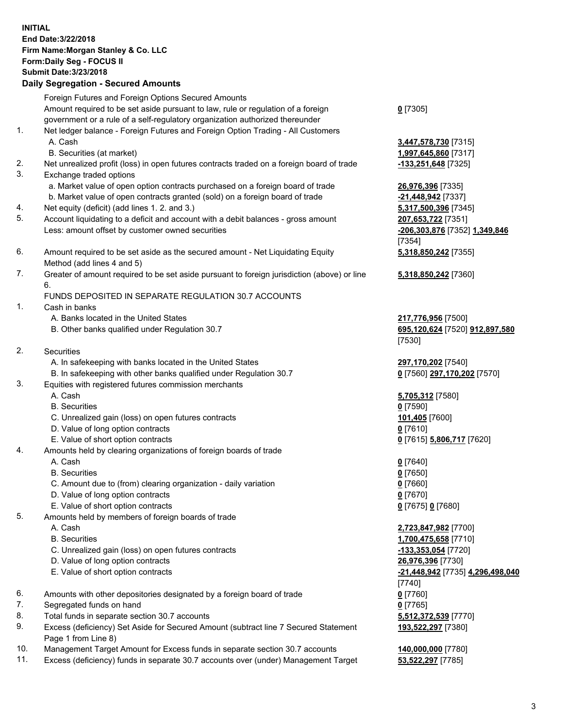**INITIAL**
**End Date:3/22/2018**
**Firm Name:Morgan Stanley & Co. LLC**
**Form:Daily Seg - FOCUS II**
**Submit Date:3/23/2018**

## Daily Segregation - Secured Amounts

| | | |
|---|---|---|
| | Foreign Futures and Foreign Options Secured Amounts | |
| | Amount required to be set aside pursuant to law, rule or regulation of a foreign government or a rule of a self-regulatory organization authorized thereunder | **0** [7305] |
| 1. | Net ledger balance - Foreign Futures and Foreign Option Trading - All Customers | |
| | A. Cash | **3,447,578,730** [7315] |
| | B. Securities (at market) | **1,997,645,860** [7317] |
| 2. | Net unrealized profit (loss) in open futures contracts traded on a foreign board of trade | **-133,251,648** [7325] |
| 3. | Exchange traded options | |
| | a. Market value of open option contracts purchased on a foreign board of trade | **26,976,396** [7335] |
| | b. Market value of open contracts granted (sold) on a foreign board of trade | **-21,448,942** [7337] |
| 4. | Net equity (deficit) (add lines 1. 2. and 3.) | **5,317,500,396** [7345] |
| 5. | Account liquidating to a deficit and account with a debit balances - gross amount | **207,653,722** [7351] |
| | Less: amount offset by customer owned securities | **-206,303,876** [7352] **1,349,846** [7354] |
| 6. | Amount required to be set aside as the secured amount - Net Liquidating Equity Method (add lines 4 and 5) | **5,318,850,242** [7355] |
| 7. | Greater of amount required to be set aside pursuant to foreign jurisdiction (above) or line 6. | **5,318,850,242** [7360] |
| | FUNDS DEPOSITED IN SEPARATE REGULATION 30.7 ACCOUNTS | |
| 1. | Cash in banks | |
| | A. Banks located in the United States | **217,776,956** [7500] |
| | B. Other banks qualified under Regulation 30.7 | **695,120,624** [7520] **912,897,580** [7530] |
| 2. | Securities | |
| | A. In safekeeping with banks located in the United States | **297,170,202** [7540] |
| | B. In safekeeping with other banks qualified under Regulation 30.7 | **0** [7560] **297,170,202** [7570] |
| 3. | Equities with registered futures commission merchants | |
| | A. Cash | **5,705,312** [7580] |
| | B. Securities | **0** [7590] |
| | C. Unrealized gain (loss) on open futures contracts | **101,405** [7600] |
| | D. Value of long option contracts | **0** [7610] |
| | E. Value of short option contracts | **0** [7615] **5,806,717** [7620] |
| 4. | Amounts held by clearing organizations of foreign boards of trade | |
| | A. Cash | **0** [7640] |
| | B. Securities | **0** [7650] |
| | C. Amount due to (from) clearing organization - daily variation | **0** [7660] |
| | D. Value of long option contracts | **0** [7670] |
| | E. Value of short option contracts | **0** [7675] **0** [7680] |
| 5. | Amounts held by members of foreign boards of trade | |
| | A. Cash | **2,723,847,982** [7700] |
| | B. Securities | **1,700,475,658** [7710] |
| | C. Unrealized gain (loss) on open futures contracts | **-133,353,054** [7720] |
| | D. Value of long option contracts | **26,976,396** [7730] |
| | E. Value of short option contracts | **-21,448,942** [7735] **4,296,498,040** [7740] |
| 6. | Amounts with other depositories designated by a foreign board of trade | **0** [7760] |
| 7. | Segregated funds on hand | **0** [7765] |
| 8. | Total funds in separate section 30.7 accounts | **5,512,372,539** [7770] |
| 9. | Excess (deficiency) Set Aside for Secured Amount (subtract line 7 Secured Statement Page 1 from Line 8) | **193,522,297** [7380] |
| 10. | Management Target Amount for Excess funds in separate section 30.7 accounts | **140,000,000** [7780] |
| 11. | Excess (deficiency) funds in separate 30.7 accounts over (under) Management Target | **53,522,297** [7785] |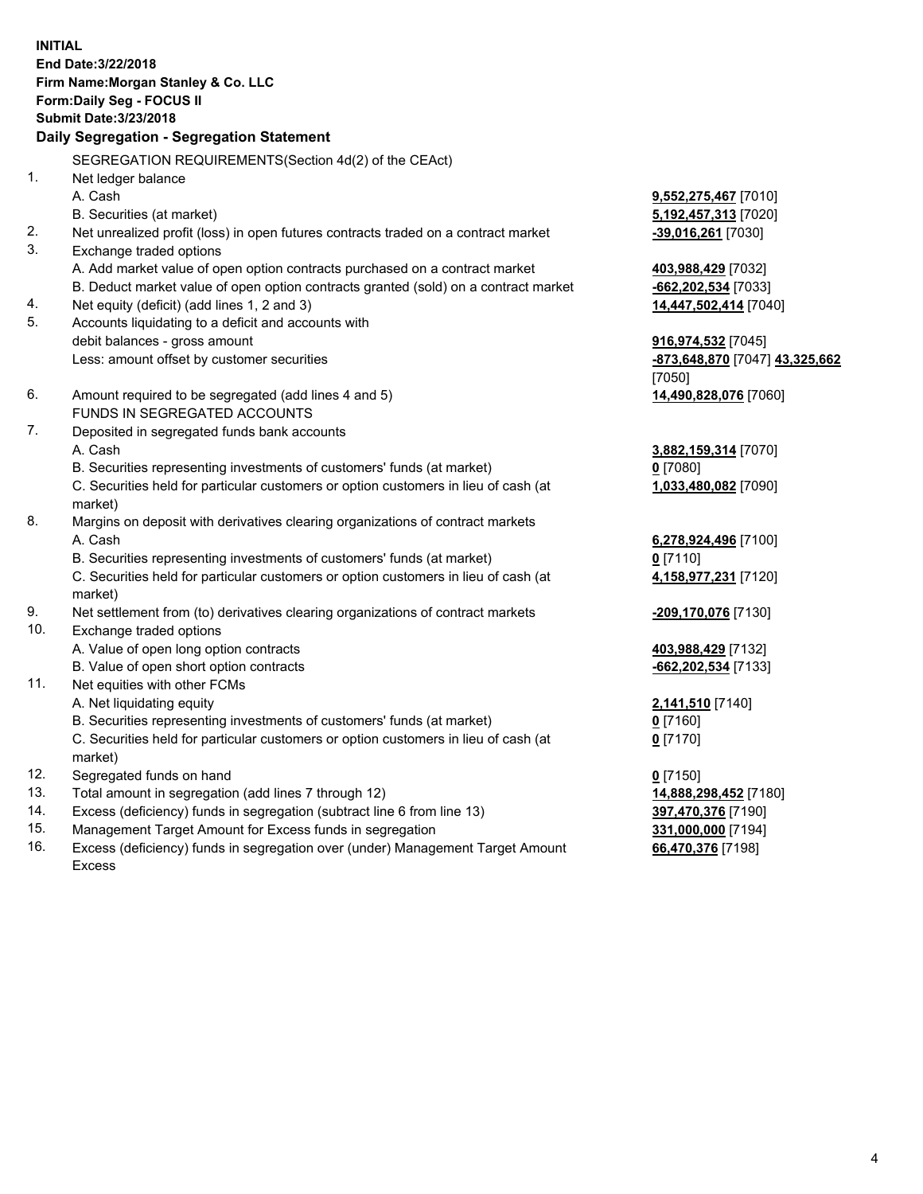**INITIAL**
**End Date:3/22/2018**
**Firm Name:Morgan Stanley & Co. LLC**
**Form:Daily Seg - FOCUS II**
**Submit Date:3/23/2018**

## Daily Segregation - Segregation Statement

| | | |
|---|---|---|
| | SEGREGATION REQUIREMENTS(Section 4d(2) of the CEAct) | |
| 1. | Net ledger balance | |
| | A. Cash | **9,552,275,467** [7010] |
| | B. Securities (at market) | **5,192,457,313** [7020] |
| 2. | Net unrealized profit (loss) in open futures contracts traded on a contract market | **-39,016,261** [7030] |
| 3. | Exchange traded options | |
| | A. Add market value of open option contracts purchased on a contract market | **403,988,429** [7032] |
| | B. Deduct market value of open option contracts granted (sold) on a contract market | **-662,202,534** [7033] |
| 4. | Net equity (deficit) (add lines 1, 2 and 3) | **14,447,502,414** [7040] |
| 5. | Accounts liquidating to a deficit and accounts with debit balances - gross amount | **916,974,532** [7045] |
| | Less: amount offset by customer securities | **-873,648,870** [7047] **43,325,662** [7050] |
| 6. | Amount required to be segregated (add lines 4 and 5) | **14,490,828,076** [7060] |
| | FUNDS IN SEGREGATED ACCOUNTS | |
| 7. | Deposited in segregated funds bank accounts | |
| | A. Cash | **3,882,159,314** [7070] |
| | B. Securities representing investments of customers' funds (at market) | **0** [7080] |
| | C. Securities held for particular customers or option customers in lieu of cash (at market) | **1,033,480,082** [7090] |
| 8. | Margins on deposit with derivatives clearing organizations of contract markets | |
| | A. Cash | **6,278,924,496** [7100] |
| | B. Securities representing investments of customers' funds (at market) | **0** [7110] |
| | C. Securities held for particular customers or option customers in lieu of cash (at market) | **4,158,977,231** [7120] |
| 9. | Net settlement from (to) derivatives clearing organizations of contract markets | **-209,170,076** [7130] |
| 10. | Exchange traded options | |
| | A. Value of open long option contracts | **403,988,429** [7132] |
| | B. Value of open short option contracts | **-662,202,534** [7133] |
| 11. | Net equities with other FCMs | |
| | A. Net liquidating equity | **2,141,510** [7140] |
| | B. Securities representing investments of customers' funds (at market) | **0** [7160] |
| | C. Securities held for particular customers or option customers in lieu of cash (at market) | **0** [7170] |
| 12. | Segregated funds on hand | **0** [7150] |
| 13. | Total amount in segregation (add lines 7 through 12) | **14,888,298,452** [7180] |
| 14. | Excess (deficiency) funds in segregation (subtract line 6 from line 13) | **397,470,376** [7190] |
| 15. | Management Target Amount for Excess funds in segregation | **331,000,000** [7194] |
| 16. | Excess (deficiency) funds in segregation over (under) Management Target Amount Excess | **66,470,376** [7198] |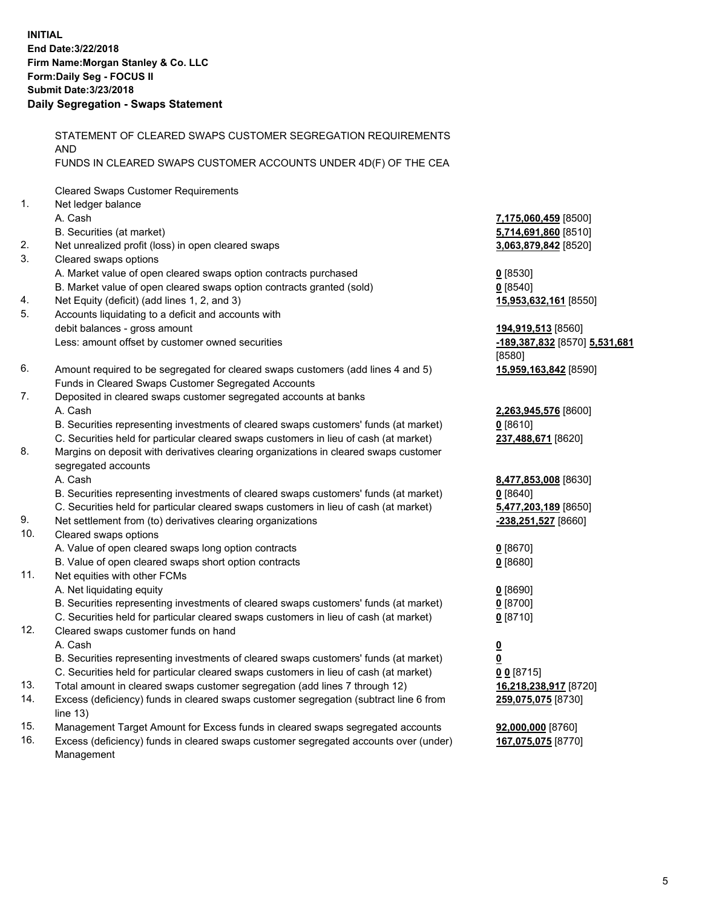**INITIAL**
**End Date:3/22/2018**
**Firm Name:Morgan Stanley & Co. LLC**
**Form:Daily Seg - FOCUS II**
**Submit Date:3/23/2018**
**Daily Segregation - Swaps Statement**

STATEMENT OF CLEARED SWAPS CUSTOMER SEGREGATION REQUIREMENTS AND FUNDS IN CLEARED SWAPS CUSTOMER ACCOUNTS UNDER 4D(F) OF THE CEA

| | | |
|---|---|---|
| | Cleared Swaps Customer Requirements | |
| 1. | Net ledger balance | |
| | A. Cash | **7,175,060,459** [8500] |
| | B. Securities (at market) | **5,714,691,860** [8510] |
| 2. | Net unrealized profit (loss) in open cleared swaps | **3,063,879,842** [8520] |
| 3. | Cleared swaps options | |
| | A. Market value of open cleared swaps option contracts purchased | **0** [8530] |
| | B. Market value of open cleared swaps option contracts granted (sold) | **0** [8540] |
| 4. | Net Equity (deficit) (add lines 1, 2, and 3) | **15,953,632,161** [8550] |
| 5. | Accounts liquidating to a deficit and accounts with debit balances - gross amount | **194,919,513** [8560] |
| | Less: amount offset by customer owned securities | **-189,387,832** [8570] **5,531,681** [8580] |
| 6. | Amount required to be segregated for cleared swaps customers (add lines 4 and 5) | **15,959,163,842** [8590] |
| | Funds in Cleared Swaps Customer Segregated Accounts | |
| 7. | Deposited in cleared swaps customer segregated accounts at banks | |
| | A. Cash | **2,263,945,576** [8600] |
| | B. Securities representing investments of cleared swaps customers' funds (at market) | **0** [8610] |
| | C. Securities held for particular cleared swaps customers in lieu of cash (at market) | **237,488,671** [8620] |
| 8. | Margins on deposit with derivatives clearing organizations in cleared swaps customer segregated accounts | |
| | A. Cash | **8,477,853,008** [8630] |
| | B. Securities representing investments of cleared swaps customers' funds (at market) | **0** [8640] |
| | C. Securities held for particular cleared swaps customers in lieu of cash (at market) | **5,477,203,189** [8650] |
| 9. | Net settlement from (to) derivatives clearing organizations | **-238,251,527** [8660] |
| 10. | Cleared swaps options | |
| | A. Value of open cleared swaps long option contracts | **0** [8670] |
| | B. Value of open cleared swaps short option contracts | **0** [8680] |
| 11. | Net equities with other FCMs | |
| | A. Net liquidating equity | **0** [8690] |
| | B. Securities representing investments of cleared swaps customers' funds (at market) | **0** [8700] |
| | C. Securities held for particular cleared swaps customers in lieu of cash (at market) | **0** [8710] |
| 12. | Cleared swaps customer funds on hand | |
| | A. Cash | **0** |
| | B. Securities representing investments of cleared swaps customers' funds (at market) | **0** |
| | C. Securities held for particular cleared swaps customers in lieu of cash (at market) | **0** **0** [8715] |
| 13. | Total amount in cleared swaps customer segregation (add lines 7 through 12) | **16,218,238,917** [8720] |
| 14. | Excess (deficiency) funds in cleared swaps customer segregation (subtract line 6 from line 13) | **259,075,075** [8730] |
| 15. | Management Target Amount for Excess funds in cleared swaps segregated accounts | **92,000,000** [8760] |
| 16. | Excess (deficiency) funds in cleared swaps customer segregated accounts over (under) Management | **167,075,075** [8770] |